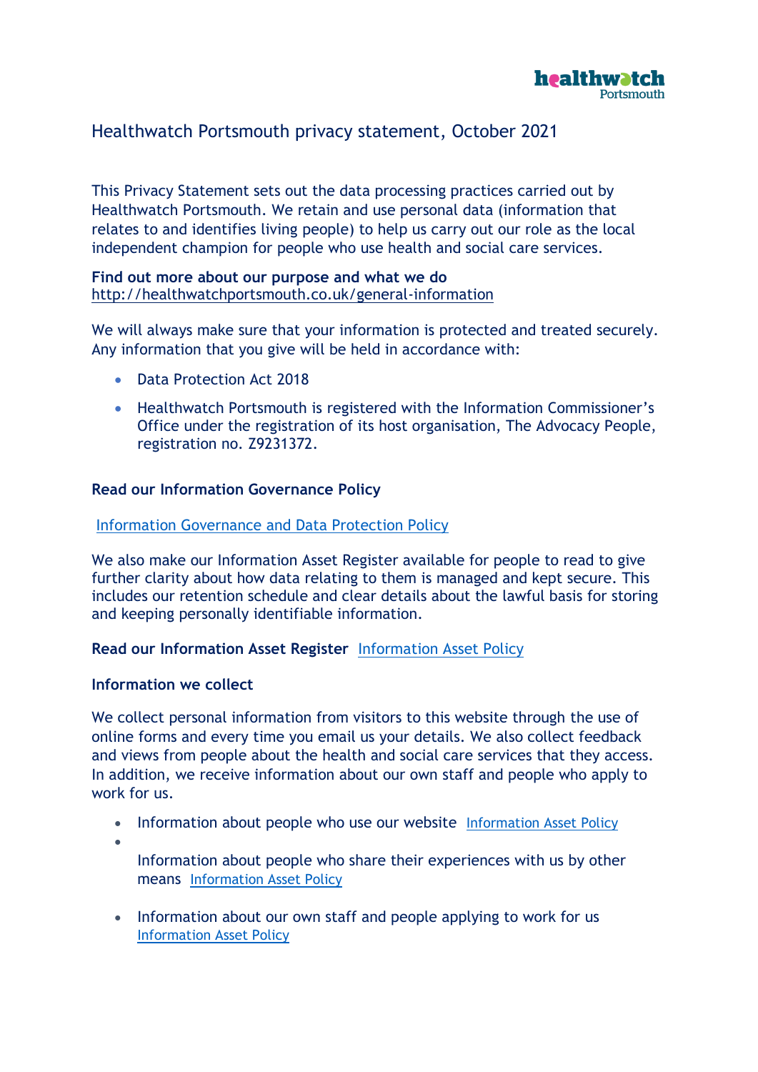# Healthwatch Portsmouth privacy statement, October 2021

This Privacy Statement sets out the data processing practices carried out by Healthwatch Portsmouth. We retain and use personal data (information that relates to and identifies living people) to help us carry out our role as the local independent champion for people who use health and social care services.

**Find out more about our purpose and what we do**
http://healthwatchportsmouth.co.uk/general-information

We will always make sure that your information is protected and treated securely. Any information that you give will be held in accordance with:

- Data Protection Act 2018
- Healthwatch Portsmouth is registered with the Information Commissioner's Office under the registration of its host organisation, The Advocacy People, registration no. Z9231372.

**Read our Information Governance Policy**

Information Governance and Data Protection Policy

We also make our Information Asset Register available for people to read to give further clarity about how data relating to them is managed and kept secure. This includes our retention schedule and clear details about the lawful basis for storing and keeping personally identifiable information.

**Read our Information Asset Register** Information Asset Policy

**Information we collect**

We collect personal information from visitors to this website through the use of online forms and every time you email us your details. We also collect feedback and views from people about the health and social care services that they access. In addition, we receive information about our own staff and people who apply to work for us.

- Information about people who use our website Information Asset Policy
- Information about people who share their experiences with us by other means Information Asset Policy
- Information about our own staff and people applying to work for us Information Asset Policy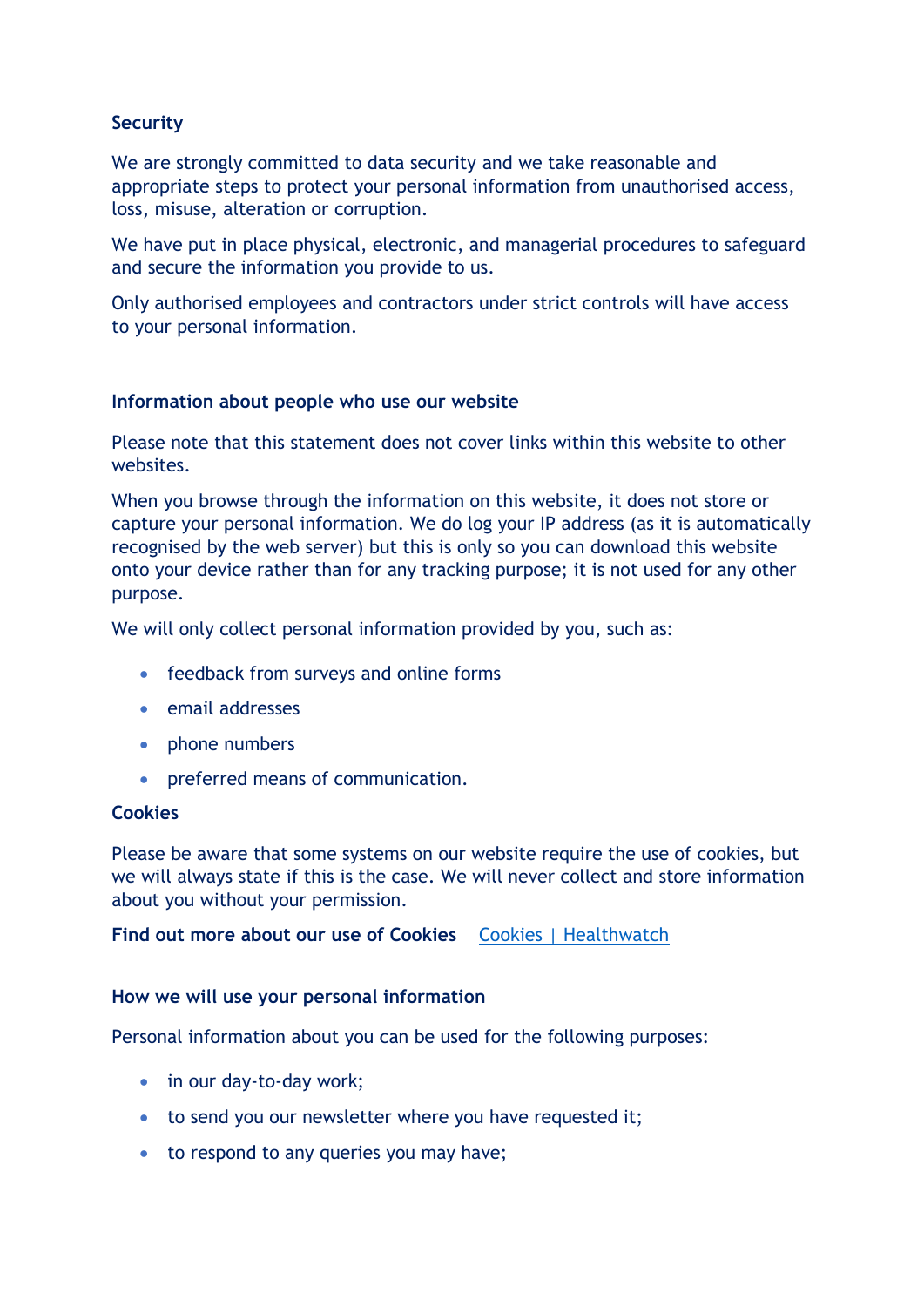**Security**

We are strongly committed to data security and we take reasonable and appropriate steps to protect your personal information from unauthorised access, loss, misuse, alteration or corruption.

We have put in place physical, electronic, and managerial procedures to safeguard and secure the information you provide to us.

Only authorised employees and contractors under strict controls will have access to your personal information.

**Information about people who use our website**

Please note that this statement does not cover links within this website to other websites.

When you browse through the information on this website, it does not store or capture your personal information. We do log your IP address (as it is automatically recognised by the web server) but this is only so you can download this website onto your device rather than for any tracking purpose; it is not used for any other purpose.

We will only collect personal information provided by you, such as:

- feedback from surveys and online forms
- email addresses
- phone numbers
- preferred means of communication.

**Cookies**

Please be aware that some systems on our website require the use of cookies, but we will always state if this is the case. We will never collect and store information about you without your permission.

**Find out more about our use of Cookies** [Cookies | Healthwatch]()

**How we will use your personal information**

Personal information about you can be used for the following purposes:

- in our day-to-day work;
- to send you our newsletter where you have requested it;
- to respond to any queries you may have;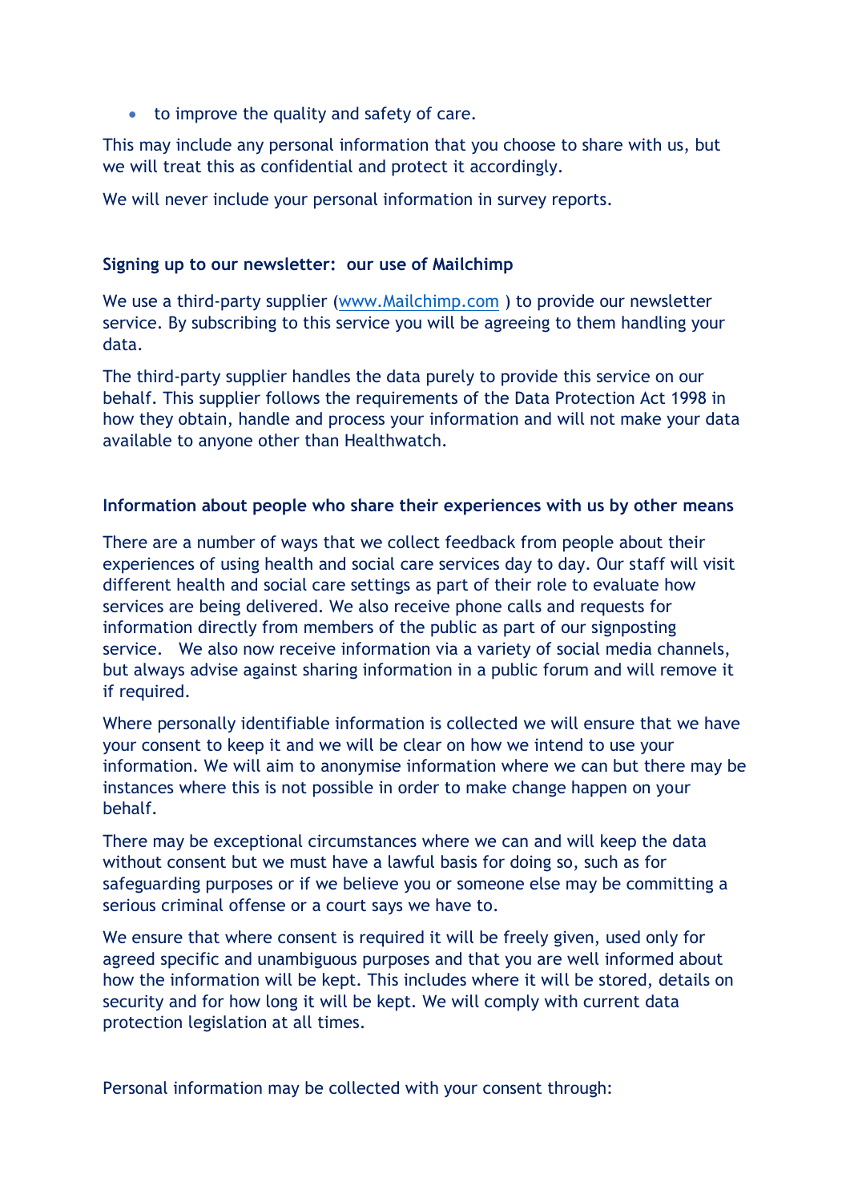- to improve the quality and safety of care.

This may include any personal information that you choose to share with us, but we will treat this as confidential and protect it accordingly.

We will never include your personal information in survey reports.

**Signing up to our newsletter: our use of Mailchimp**

We use a third-party supplier ([www.Mailchimp.com](http://www.Mailchimp.com) ) to provide our newsletter service. By subscribing to this service you will be agreeing to them handling your data.

The third-party supplier handles the data purely to provide this service on our behalf. This supplier follows the requirements of the Data Protection Act 1998 in how they obtain, handle and process your information and will not make your data available to anyone other than Healthwatch.

**Information about people who share their experiences with us by other means**

There are a number of ways that we collect feedback from people about their experiences of using health and social care services day to day. Our staff will visit different health and social care settings as part of their role to evaluate how services are being delivered. We also receive phone calls and requests for information directly from members of the public as part of our signposting service. We also now receive information via a variety of social media channels, but always advise against sharing information in a public forum and will remove it if required.

Where personally identifiable information is collected we will ensure that we have your consent to keep it and we will be clear on how we intend to use your information. We will aim to anonymise information where we can but there may be instances where this is not possible in order to make change happen on your behalf.

There may be exceptional circumstances where we can and will keep the data without consent but we must have a lawful basis for doing so, such as for safeguarding purposes or if we believe you or someone else may be committing a serious criminal offense or a court says we have to.

We ensure that where consent is required it will be freely given, used only for agreed specific and unambiguous purposes and that you are well informed about how the information will be kept. This includes where it will be stored, details on security and for how long it will be kept. We will comply with current data protection legislation at all times.

Personal information may be collected with your consent through: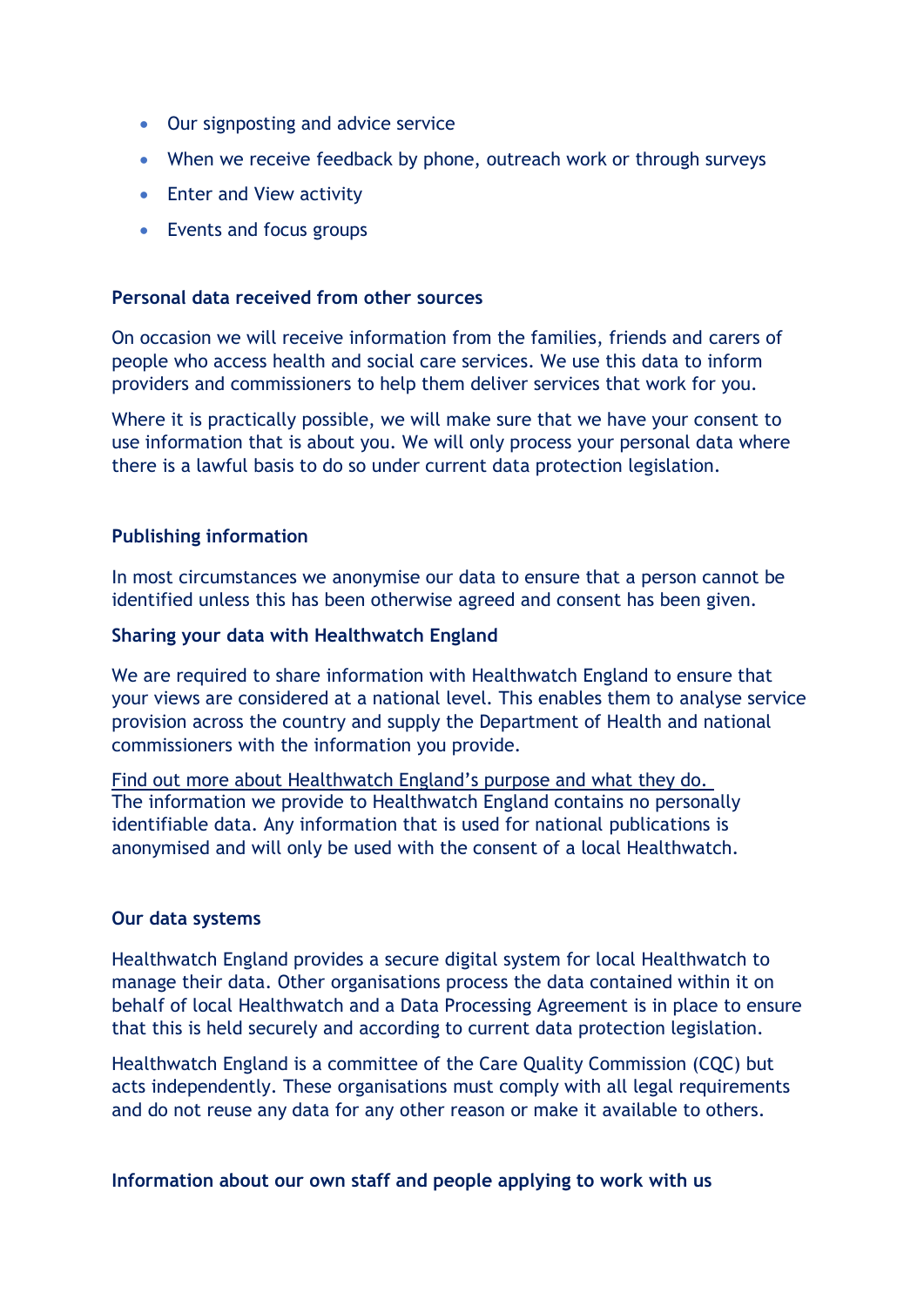- Our signposting and advice service
- When we receive feedback by phone, outreach work or through surveys
- Enter and View activity
- Events and focus groups

**Personal data received from other sources**

On occasion we will receive information from the families, friends and carers of people who access health and social care services. We use this data to inform providers and commissioners to help them deliver services that work for you.

Where it is practically possible, we will make sure that we have your consent to use information that is about you. We will only process your personal data where there is a lawful basis to do so under current data protection legislation.

**Publishing information**

In most circumstances we anonymise our data to ensure that a person cannot be identified unless this has been otherwise agreed and consent has been given.

**Sharing your data with Healthwatch England**

We are required to share information with Healthwatch England to ensure that your views are considered at a national level. This enables them to analyse service provision across the country and supply the Department of Health and national commissioners with the information you provide.

Find out more about Healthwatch England's purpose and what they do.
The information we provide to Healthwatch England contains no personally identifiable data. Any information that is used for national publications is anonymised and will only be used with the consent of a local Healthwatch.

**Our data systems**

Healthwatch England provides a secure digital system for local Healthwatch to manage their data. Other organisations process the data contained within it on behalf of local Healthwatch and a Data Processing Agreement is in place to ensure that this is held securely and according to current data protection legislation.

Healthwatch England is a committee of the Care Quality Commission (CQC) but acts independently. These organisations must comply with all legal requirements and do not reuse any data for any other reason or make it available to others.

**Information about our own staff and people applying to work with us**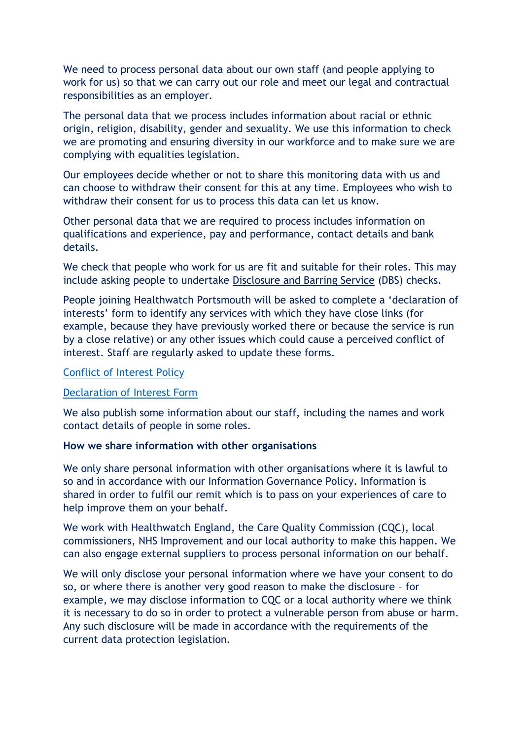We need to process personal data about our own staff (and people applying to work for us) so that we can carry out our role and meet our legal and contractual responsibilities as an employer.

The personal data that we process includes information about racial or ethnic origin, religion, disability, gender and sexuality. We use this information to check we are promoting and ensuring diversity in our workforce and to make sure we are complying with equalities legislation.

Our employees decide whether or not to share this monitoring data with us and can choose to withdraw their consent for this at any time. Employees who wish to withdraw their consent for us to process this data can let us know.

Other personal data that we are required to process includes information on qualifications and experience, pay and performance, contact details and bank details.

We check that people who work for us are fit and suitable for their roles. This may include asking people to undertake Disclosure and Barring Service (DBS) checks.

People joining Healthwatch Portsmouth will be asked to complete a 'declaration of interests' form to identify any services with which they have close links (for example, because they have previously worked there or because the service is run by a close relative) or any other issues which could cause a perceived conflict of interest. Staff are regularly asked to update these forms.

Conflict of Interest Policy

Declaration of Interest Form

We also publish some information about our staff, including the names and work contact details of people in some roles.

**How we share information with other organisations**

We only share personal information with other organisations where it is lawful to so and in accordance with our Information Governance Policy. Information is shared in order to fulfil our remit which is to pass on your experiences of care to help improve them on your behalf.

We work with Healthwatch England, the Care Quality Commission (CQC), local commissioners, NHS Improvement and our local authority to make this happen. We can also engage external suppliers to process personal information on our behalf.

We will only disclose your personal information where we have your consent to do so, or where there is another very good reason to make the disclosure – for example, we may disclose information to CQC or a local authority where we think it is necessary to do so in order to protect a vulnerable person from abuse or harm. Any such disclosure will be made in accordance with the requirements of the current data protection legislation.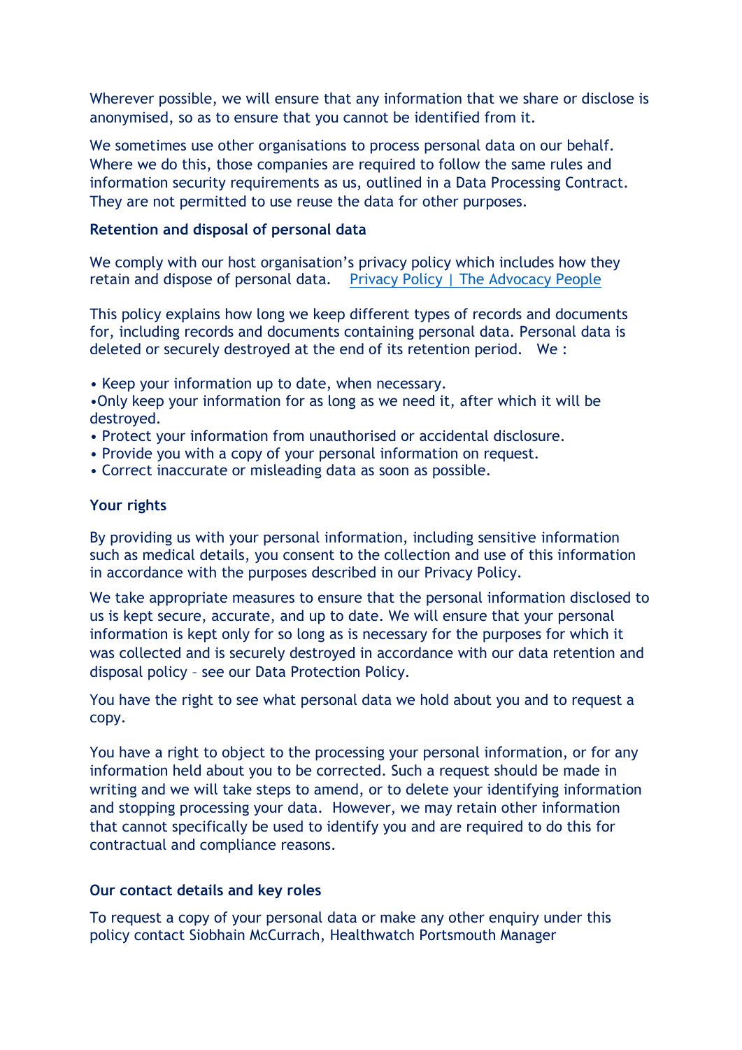Wherever possible, we will ensure that any information that we share or disclose is anonymised, so as to ensure that you cannot be identified from it.

We sometimes use other organisations to process personal data on our behalf. Where we do this, those companies are required to follow the same rules and information security requirements as us, outlined in a Data Processing Contract. They are not permitted to use reuse the data for other purposes.

**Retention and disposal of personal data**

We comply with our host organisation's privacy policy which includes how they retain and dispose of personal data. [Privacy Policy | The Advocacy People]

This policy explains how long we keep different types of records and documents for, including records and documents containing personal data. Personal data is deleted or securely destroyed at the end of its retention period. We :

- Keep your information up to date, when necessary.
- Only keep your information for as long as we need it, after which it will be destroyed.
- Protect your information from unauthorised or accidental disclosure.
- Provide you with a copy of your personal information on request.
- Correct inaccurate or misleading data as soon as possible.

**Your rights**

By providing us with your personal information, including sensitive information such as medical details, you consent to the collection and use of this information in accordance with the purposes described in our Privacy Policy.

We take appropriate measures to ensure that the personal information disclosed to us is kept secure, accurate, and up to date. We will ensure that your personal information is kept only for so long as is necessary for the purposes for which it was collected and is securely destroyed in accordance with our data retention and disposal policy – see our Data Protection Policy.

You have the right to see what personal data we hold about you and to request a copy.

You have a right to object to the processing your personal information, or for any information held about you to be corrected. Such a request should be made in writing and we will take steps to amend, or to delete your identifying information and stopping processing your data. However, we may retain other information that cannot specifically be used to identify you and are required to do this for contractual and compliance reasons.

**Our contact details and key roles**

To request a copy of your personal data or make any other enquiry under this policy contact Siobhain McCurrach, Healthwatch Portsmouth Manager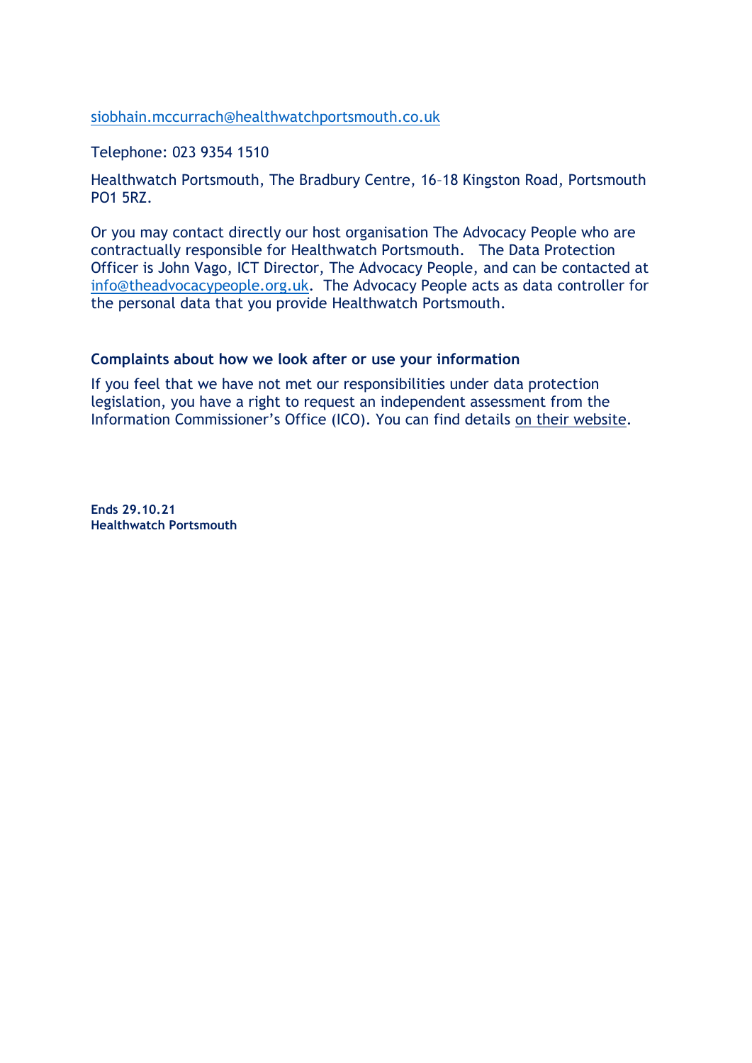siobhain.mccurrach@healthwatchportsmouth.co.uk

Telephone: 023 9354 1510

Healthwatch Portsmouth, The Bradbury Centre, 16–18 Kingston Road, Portsmouth PO1 5RZ.

Or you may contact directly our host organisation The Advocacy People who are contractually responsible for Healthwatch Portsmouth. The Data Protection Officer is John Vago, ICT Director, The Advocacy People, and can be contacted at info@theadvocacypeople.org.uk. The Advocacy People acts as data controller for the personal data that you provide Healthwatch Portsmouth.

### Complaints about how we look after or use your information

If you feel that we have not met our responsibilities under data protection legislation, you have a right to request an independent assessment from the Information Commissioner's Office (ICO). You can find details on their website.

**Ends 29.10.21**
**Healthwatch Portsmouth**